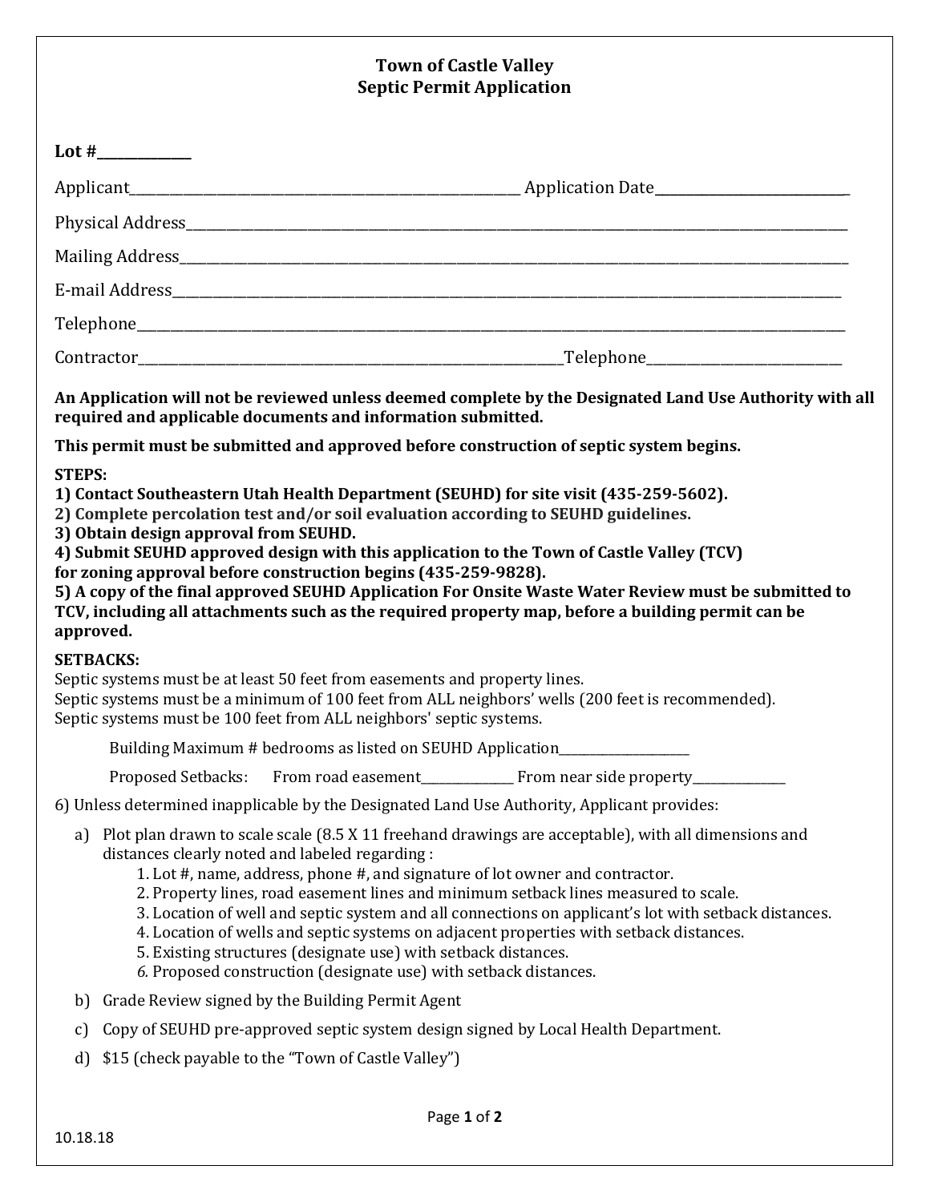# Town of Castle Valley
## Septic Permit Application

**Lot #\_\_\_\_\_\_\_\_\_\_\_\_\_\_**

Applicant\_\_\_\_\_\_\_\_\_\_\_\_\_\_\_\_\_\_\_\_\_\_\_\_\_\_\_\_\_\_\_\_\_\_\_\_\_\_\_\_\_\_\_\_\_\_\_\_\_\_\_\_\_\_\_\_\_ Application Date\_\_\_\_\_\_\_\_\_\_\_\_\_\_\_\_\_\_\_\_\_\_\_\_\_\_\_\_\_

Physical Address\_\_\_\_\_\_\_\_\_\_\_\_\_\_\_\_\_\_\_\_\_\_\_\_\_\_\_\_\_\_\_\_\_\_\_\_\_\_\_\_\_\_\_\_\_\_\_\_\_\_\_\_\_\_\_\_\_\_\_\_\_\_\_\_\_\_\_\_\_\_\_\_\_\_\_\_\_\_\_\_\_\_\_\_\_\_\_\_\_\_

Mailing Address\_\_\_\_\_\_\_\_\_\_\_\_\_\_\_\_\_\_\_\_\_\_\_\_\_\_\_\_\_\_\_\_\_\_\_\_\_\_\_\_\_\_\_\_\_\_\_\_\_\_\_\_\_\_\_\_\_\_\_\_\_\_\_\_\_\_\_\_\_\_\_\_\_\_\_\_\_\_\_\_\_\_\_\_\_\_\_\_\_\_

E-mail Address\_\_\_\_\_\_\_\_\_\_\_\_\_\_\_\_\_\_\_\_\_\_\_\_\_\_\_\_\_\_\_\_\_\_\_\_\_\_\_\_\_\_\_\_\_\_\_\_\_\_\_\_\_\_\_\_\_\_\_\_\_\_\_\_\_\_\_\_\_\_\_\_\_\_\_\_\_\_\_\_\_\_\_\_\_\_\_\_\_\_\_

Telephone\_\_\_\_\_\_\_\_\_\_\_\_\_\_\_\_\_\_\_\_\_\_\_\_\_\_\_\_\_\_\_\_\_\_\_\_\_\_\_\_\_\_\_\_\_\_\_\_\_\_\_\_\_\_\_\_\_\_\_\_\_\_\_\_\_\_\_\_\_\_\_\_\_\_\_\_\_\_\_\_\_\_\_\_\_\_\_\_\_\_\_\_\_\_\_

Contractor\_\_\_\_\_\_\_\_\_\_\_\_\_\_\_\_\_\_\_\_\_\_\_\_\_\_\_\_\_\_\_\_\_\_\_\_\_\_\_\_\_\_\_\_\_\_\_\_\_\_\_\_\_\_\_\_\_\_\_\_\_\_\_\_Telephone\_\_\_\_\_\_\_\_\_\_\_\_\_\_\_\_\_\_\_\_\_\_\_\_\_\_\_\_\_\_

**An Application will not be reviewed unless deemed complete by the Designated Land Use Authority with all required and applicable documents and information submitted.**

**This permit must be submitted and approved before construction of septic system begins.**

**STEPS:**
**1) Contact Southeastern Utah Health Department (SEUHD) for site visit (435-259-5602).**
**2) Complete percolation test and/or soil evaluation according to SEUHD guidelines.**
**3) Obtain design approval from SEUHD.**
**4) Submit SEUHD approved design with this application to the Town of Castle Valley (TCV) for zoning approval before construction begins (435-259-9828).**
**5) A copy of the final approved SEUHD Application For Onsite Waste Water Review must be submitted to TCV, including all attachments such as the required property map, before a building permit can be approved.**

**SETBACKS:**
Septic systems must be at least 50 feet from easements and property lines.
Septic systems must be a minimum of 100 feet from ALL neighbors' wells (200 feet is recommended).
Septic systems must be 100 feet from ALL neighbors' septic systems.

Building Maximum # bedrooms as listed on SEUHD Application\_\_\_\_\_\_\_\_\_\_\_\_\_\_\_\_\_\_\_\_

Proposed Setbacks: From road easement\_\_\_\_\_\_\_\_\_\_\_\_\_\_\_ From near side property\_\_\_\_\_\_\_\_\_\_\_\_\_\_\_

6) Unless determined inapplicable by the Designated Land Use Authority, Applicant provides:

a) Plot plan drawn to scale scale (8.5 X 11 freehand drawings are acceptable), with all dimensions and distances clearly noted and labeled regarding :
   1. Lot #, name, address, phone #, and signature of lot owner and contractor.
   2. Property lines, road easement lines and minimum setback lines measured to scale.
   3. Location of well and septic system and all connections on applicant's lot with setback distances.
   4. Location of wells and septic systems on adjacent properties with setback distances.
   5. Existing structures (designate use) with setback distances.
   6. Proposed construction (designate use) with setback distances.

b) Grade Review signed by the Building Permit Agent

c) Copy of SEUHD pre-approved septic system design signed by Local Health Department.

d) $15 (check payable to the "Town of Castle Valley")

10.18.18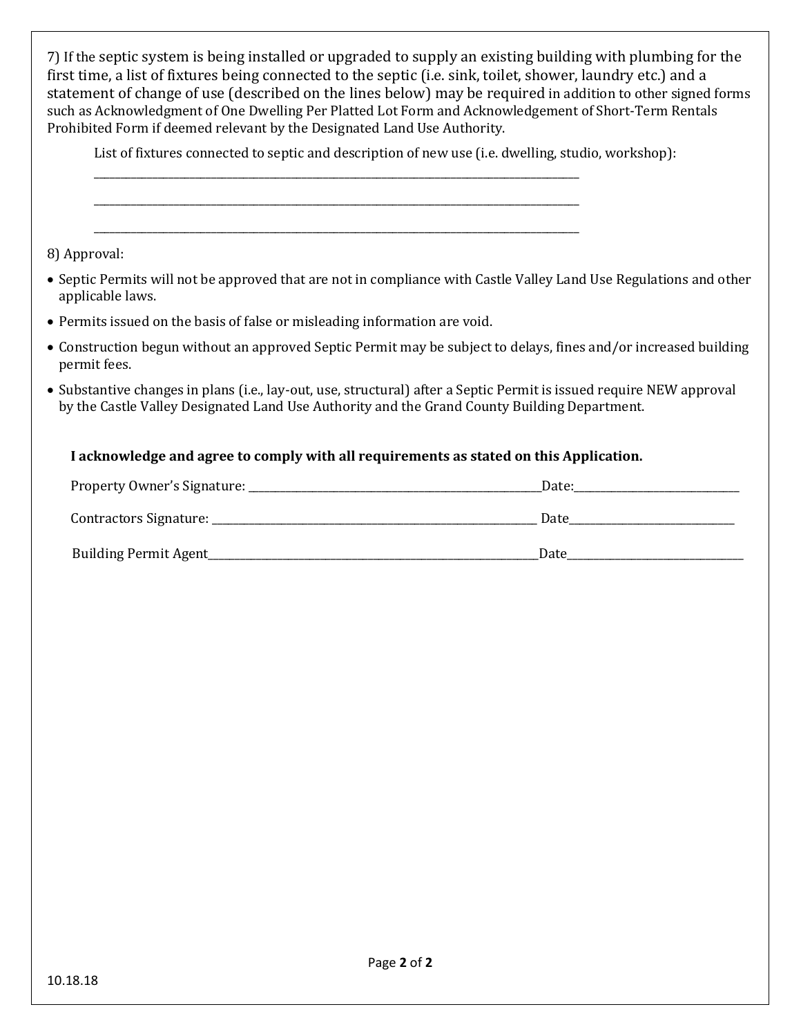7) If the septic system is being installed or upgraded to supply an existing building with plumbing for the first time, a list of fixtures being connected to the septic (i.e. sink, toilet, shower, laundry etc.) and a statement of change of use (described on the lines below) may be required in addition to other signed forms such as Acknowledgment of One Dwelling Per Platted Lot Form and Acknowledgement of Short-Term Rentals Prohibited Form if deemed relevant by the Designated Land Use Authority.

List of fixtures connected to septic and description of new use (i.e. dwelling, studio, workshop):

_______________________________________________________________________________________

_______________________________________________________________________________________

_______________________________________________________________________________________

8) Approval:

- Septic Permits will not be approved that are not in compliance with Castle Valley Land Use Regulations and other applicable laws.
- Permits issued on the basis of false or misleading information are void.
- Construction begun without an approved Septic Permit may be subject to delays, fines and/or increased building permit fees.
- Substantive changes in plans (i.e., lay-out, use, structural) after a Septic Permit is issued require NEW approval by the Castle Valley Designated Land Use Authority and the Grand County Building Department.

**I acknowledge and agree to comply with all requirements as stated on this Application.**

Property Owner's Signature: ______________________________________Date:__________________________

Contractors Signature: __________________________________________ Date__________________________

Building Permit Agent___________________________________________Date___________________________

10.18.18